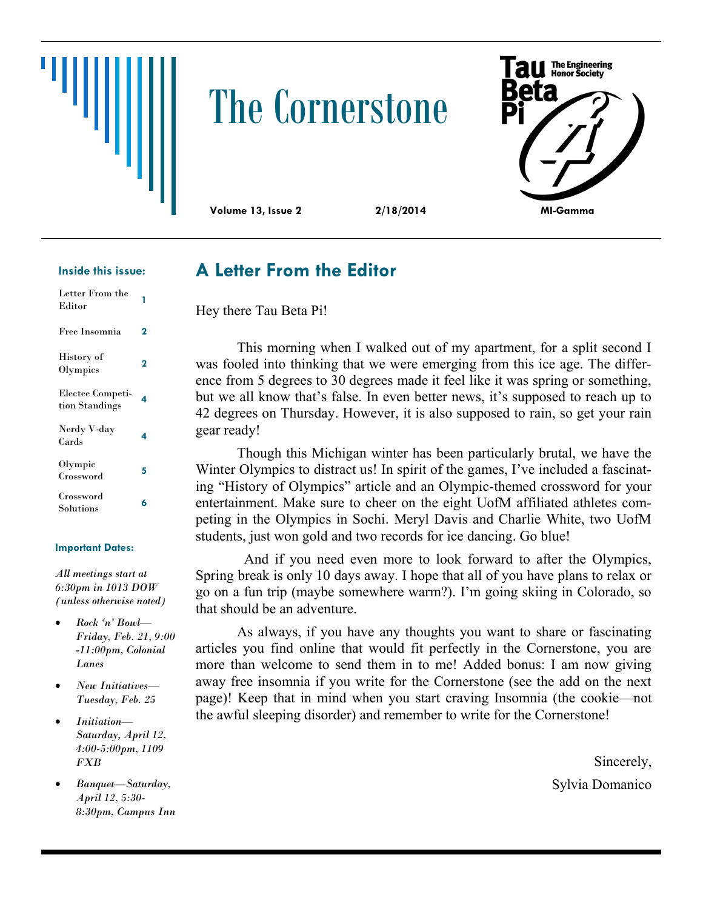# The Cornerstone

**Tau Beta Pi** The Engineering Honor Society

**Volume 13, Issue 2** **2/18/2014** **MI-Gamma**

**Inside this issue:**

| | |
|---|---|
| Letter From the Editor | 1 |
| Free Insomnia | 2 |
| History of Olympics | 2 |
| Electee Competition Standings | 4 |
| Nerdy V-day Cards | 4 |
| Olympic Crossword | 5 |
| Crossword Solutions | 6 |

**Important Dates:**

*All meetings start at 6:30pm in 1013 DOW (unless otherwise noted)*

- *Rock 'n' Bowl—Friday, Feb. 21, 9:00-11:00pm, Colonial Lanes*
- *New Initiatives—Tuesday, Feb. 25*
- *Initiation—Saturday, April 12, 4:00-5:00pm, 1109 FXB*
- *Banquet—Saturday, April 12, 5:30-8:30pm, Campus Inn*

## A Letter From the Editor

Hey there Tau Beta Pi!

This morning when I walked out of my apartment, for a split second I was fooled into thinking that we were emerging from this ice age. The difference from 5 degrees to 30 degrees made it feel like it was spring or something, but we all know that's false. In even better news, it's supposed to reach up to 42 degrees on Thursday. However, it is also supposed to rain, so get your rain gear ready!

Though this Michigan winter has been particularly brutal, we have the Winter Olympics to distract us! In spirit of the games, I've included a fascinating "History of Olympics" article and an Olympic-themed crossword for your entertainment. Make sure to cheer on the eight UofM affiliated athletes competing in the Olympics in Sochi. Meryl Davis and Charlie White, two UofM students, just won gold and two records for ice dancing. Go blue!

And if you need even more to look forward to after the Olympics, Spring break is only 10 days away. I hope that all of you have plans to relax or go on a fun trip (maybe somewhere warm?). I'm going skiing in Colorado, so that should be an adventure.

As always, if you have any thoughts you want to share or fascinating articles you find online that would fit perfectly in the Cornerstone, you are more than welcome to send them in to me! Added bonus: I am now giving away free insomnia if you write for the Cornerstone (see the add on the next page)! Keep that in mind when you start craving Insomnia (the cookie—not the awful sleeping disorder) and remember to write for the Cornerstone!

Sincerely,

Sylvia Domanico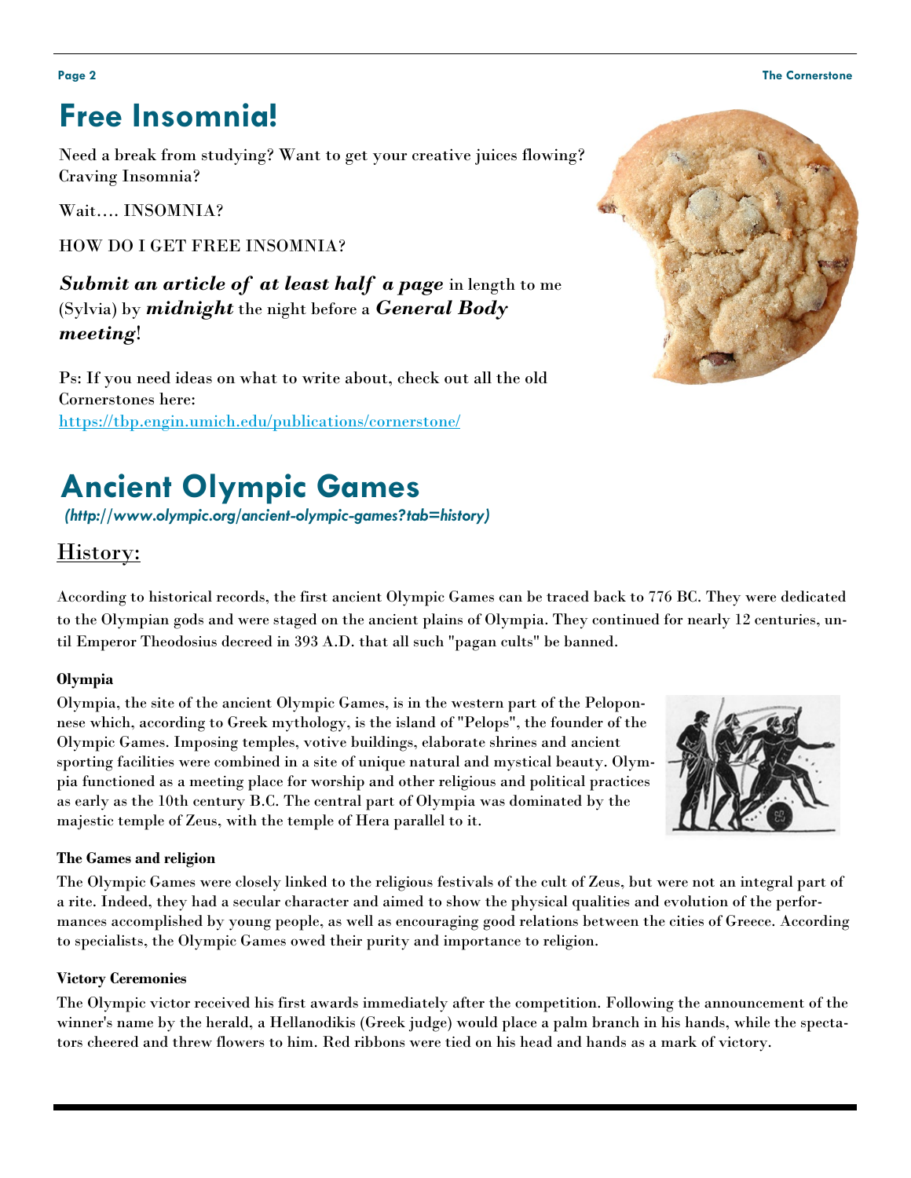# Free Insomnia!

Need a break from studying? Want to get your creative juices flowing? Craving Insomnia?

Wait…. INSOMNIA?

HOW DO I GET FREE INSOMNIA?

***Submit an article of at least half a page*** in length to me (Sylvia) by ***midnight*** the night before a ***General Body meeting***!

Ps: If you need ideas on what to write about, check out all the old Cornerstones here: https://tbp.engin.umich.edu/publications/cornerstone/

# Ancient Olympic Games

*(http://www.olympic.org/ancient-olympic-games?tab=history)*

## History:

According to historical records, the first ancient Olympic Games can be traced back to 776 BC. They were dedicated to the Olympian gods and were staged on the ancient plains of Olympia. They continued for nearly 12 centuries, until Emperor Theodosius decreed in 393 A.D. that all such "pagan cults" be banned.

**Olympia**

Olympia, the site of the ancient Olympic Games, is in the western part of the Peloponnese which, according to Greek mythology, is the island of "Pelops", the founder of the Olympic Games. Imposing temples, votive buildings, elaborate shrines and ancient sporting facilities were combined in a site of unique natural and mystical beauty. Olympia functioned as a meeting place for worship and other religious and political practices as early as the 10th century B.C. The central part of Olympia was dominated by the majestic temple of Zeus, with the temple of Hera parallel to it.

**The Games and religion**

The Olympic Games were closely linked to the religious festivals of the cult of Zeus, but were not an integral part of a rite. Indeed, they had a secular character and aimed to show the physical qualities and evolution of the performances accomplished by young people, as well as encouraging good relations between the cities of Greece. According to specialists, the Olympic Games owed their purity and importance to religion.

**Victory Ceremonies**

The Olympic victor received his first awards immediately after the competition. Following the announcement of the winner's name by the herald, a Hellanodikis (Greek judge) would place a palm branch in his hands, while the spectators cheered and threw flowers to him. Red ribbons were tied on his head and hands as a mark of victory.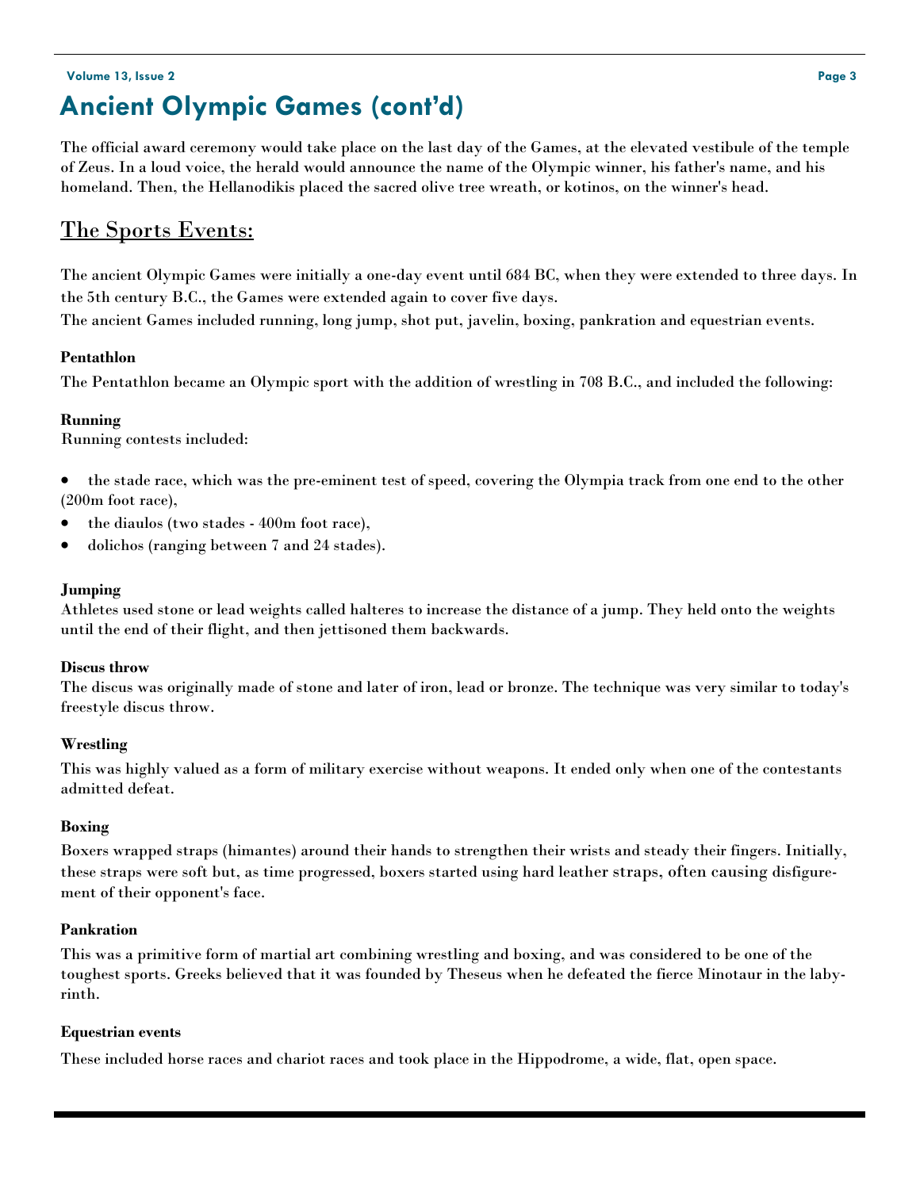# Ancient Olympic Games (cont'd)

The official award ceremony would take place on the last day of the Games, at the elevated vestibule of the temple of Zeus. In a loud voice, the herald would announce the name of the Olympic winner, his father's name, and his homeland. Then, the Hellanodikis placed the sacred olive tree wreath, or kotinos, on the winner's head.

## The Sports Events:

The ancient Olympic Games were initially a one-day event until 684 BC, when they were extended to three days. In the 5th century B.C., the Games were extended again to cover five days.

The ancient Games included running, long jump, shot put, javelin, boxing, pankration and equestrian events.

**Pentathlon**

The Pentathlon became an Olympic sport with the addition of wrestling in 708 B.C., and included the following:

**Running**

Running contests included:

- the stade race, which was the pre-eminent test of speed, covering the Olympia track from one end to the other (200m foot race),
- the diaulos (two stades - 400m foot race),
- dolichos (ranging between 7 and 24 stades).

**Jumping**

Athletes used stone or lead weights called halteres to increase the distance of a jump. They held onto the weights until the end of their flight, and then jettisoned them backwards.

**Discus throw**

The discus was originally made of stone and later of iron, lead or bronze. The technique was very similar to today's freestyle discus throw.

**Wrestling**

This was highly valued as a form of military exercise without weapons. It ended only when one of the contestants admitted defeat.

**Boxing**

Boxers wrapped straps (himantes) around their hands to strengthen their wrists and steady their fingers. Initially, these straps were soft but, as time progressed, boxers started using hard leather straps, often causing disfigurement of their opponent's face.

**Pankration**

This was a primitive form of martial art combining wrestling and boxing, and was considered to be one of the toughest sports. Greeks believed that it was founded by Theseus when he defeated the fierce Minotaur in the labyrinth.

**Equestrian events**

These included horse races and chariot races and took place in the Hippodrome, a wide, flat, open space.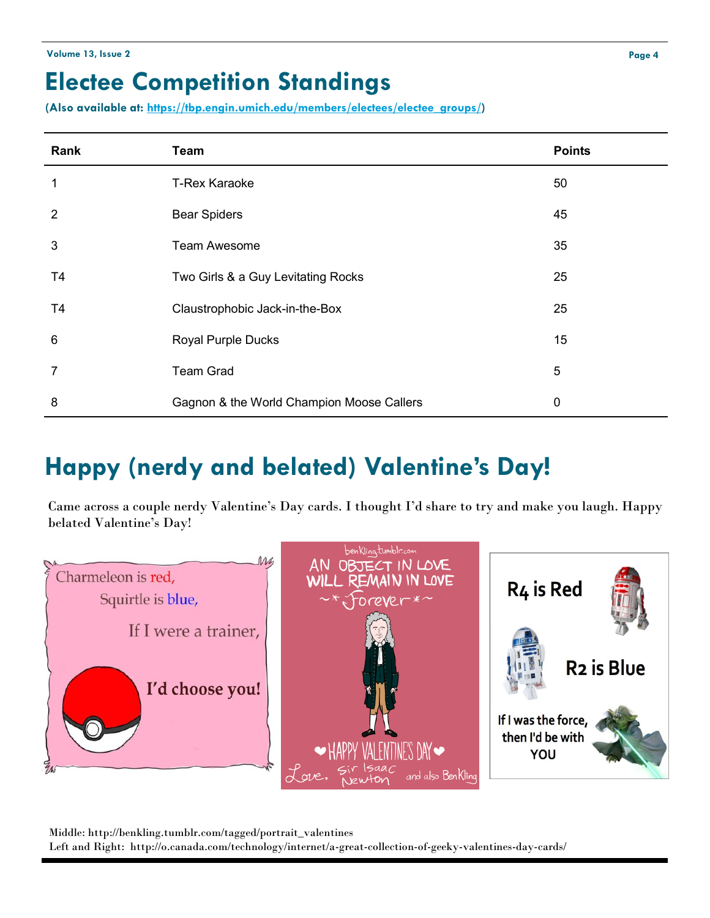# Electee Competition Standings

**(Also available at: https://tbp.engin.umich.edu/members/electees/electee_groups/)**

| Rank | Team | Points |
|---|---|---|
| 1 | T-Rex Karaoke | 50 |
| 2 | Bear Spiders | 45 |
| 3 | Team Awesome | 35 |
| T4 | Two Girls & a Guy Levitating Rocks | 25 |
| T4 | Claustrophobic Jack-in-the-Box | 25 |
| 6 | Royal Purple Ducks | 15 |
| 7 | Team Grad | 5 |
| 8 | Gagnon & the World Champion Moose Callers | 0 |

# Happy (nerdy and belated) Valentine's Day!

Came across a couple nerdy Valentine's Day cards. I thought I'd share to try and make you laugh. Happy belated Valentine's Day!

Charmeleon is red,
Squirtle is blue,
If I were a trainer,
I'd choose you!

benkling.tumblr.com
AN OBJECT IN LOVE WILL REMAIN IN LOVE ~\*Forever\*~
HAPPY VALENTINES DAY
Love, Sir Isaac Newton and also BenKling

R4 is Red
R2 is Blue
If I was the force, then I'd be with YOU

Middle: http://benkling.tumblr.com/tagged/portrait_valentines
Left and Right: http://o.canada.com/technology/internet/a-great-collection-of-geeky-valentines-day-cards/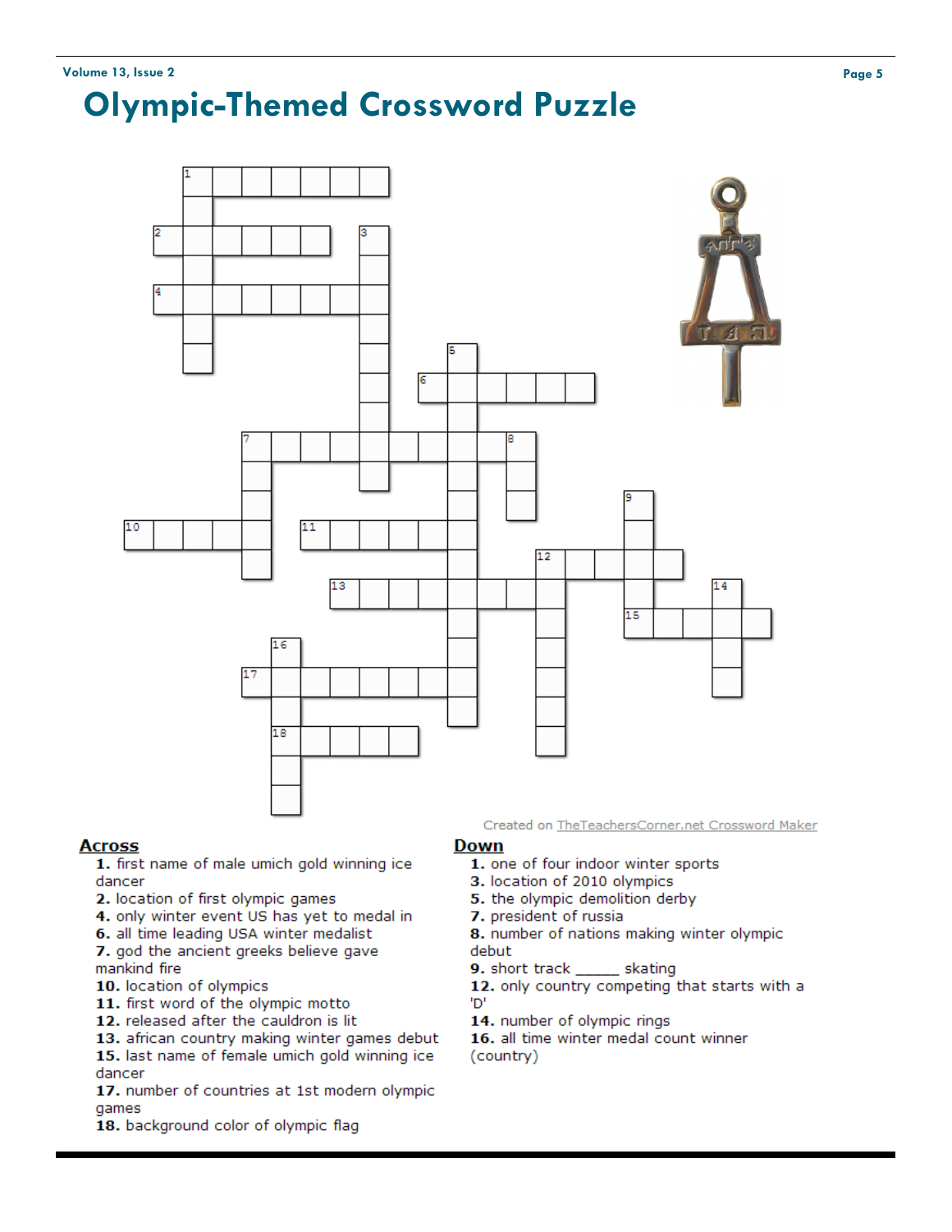# Olympic-Themed Crossword Puzzle

Created on TheTeachersCorner.net Crossword Maker

## Across

1. first name of male umich gold winning ice dancer
2. location of first olympic games
4. only winter event US has yet to medal in
6. all time leading USA winter medalist
7. god the ancient greeks believe gave mankind fire
10. location of olympics
11. first word of the olympic motto
12. released after the cauldron is lit
13. african country making winter games debut
15. last name of female umich gold winning ice dancer
17. number of countries at 1st modern olympic games
18. background color of olympic flag

## Down

1. one of four indoor winter sports
3. location of 2010 olympics
5. the olympic demolition derby
7. president of russia
8. number of nations making winter olympic debut
9. short track _____ skating
12. only country competing that starts with a 'D'
14. number of olympic rings
16. all time winter medal count winner (country)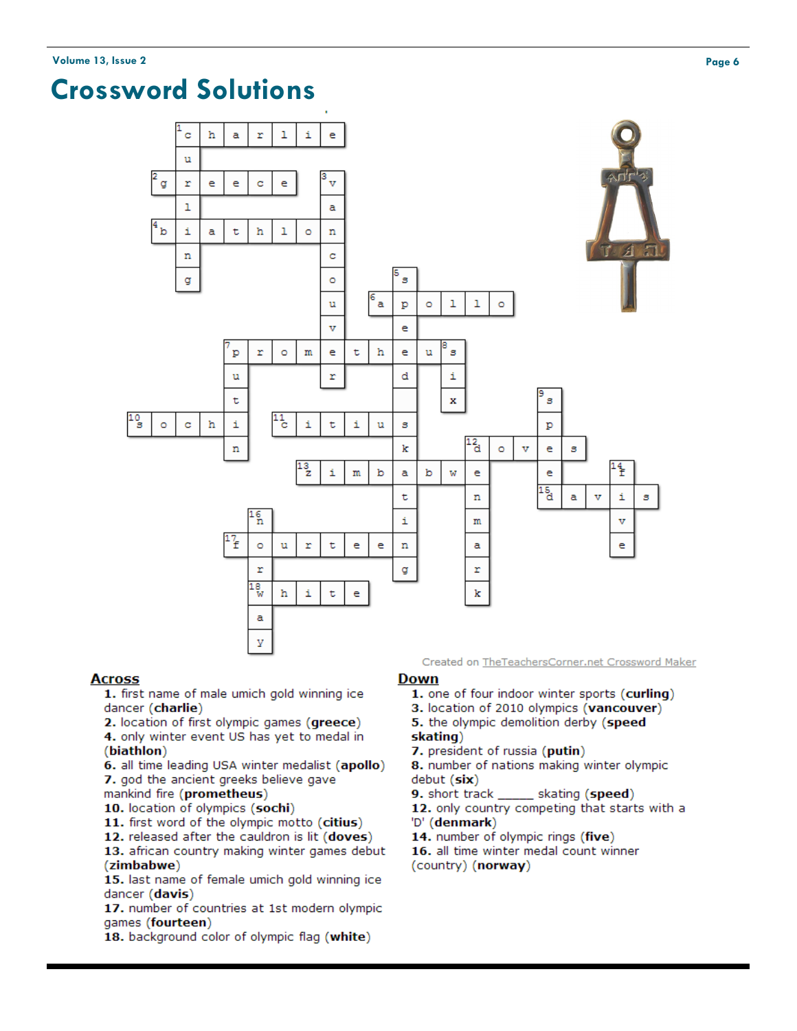# Crossword Solutions

Created on TheTeachersCorner.net Crossword Maker

**Across**

1. first name of male umich gold winning ice dancer (**charlie**)
2. location of first olympic games (**greece**)
4. only winter event US has yet to medal in (**biathlon**)
6. all time leading USA winter medalist (**apollo**)
7. god the ancient greeks believe gave mankind fire (**prometheus**)
10. location of olympics (**sochi**)
11. first word of the olympic motto (**citius**)
12. released after the cauldron is lit (**doves**)
13. african country making winter games debut (**zimbabwe**)
15. last name of female umich gold winning ice dancer (**davis**)
17. number of countries at 1st modern olympic games (**fourteen**)
18. background color of olympic flag (**white**)

**Down**

1. one of four indoor winter sports (**curling**)
3. location of 2010 olympics (**vancouver**)
5. the olympic demolition derby (**speed skating**)
7. president of russia (**putin**)
8. number of nations making winter olympic debut (**six**)
9. short track ______ skating (**speed**)
12. only country competing that starts with a 'D' (**denmark**)
14. number of olympic rings (**five**)
16. all time winter medal count winner (country) (**norway**)